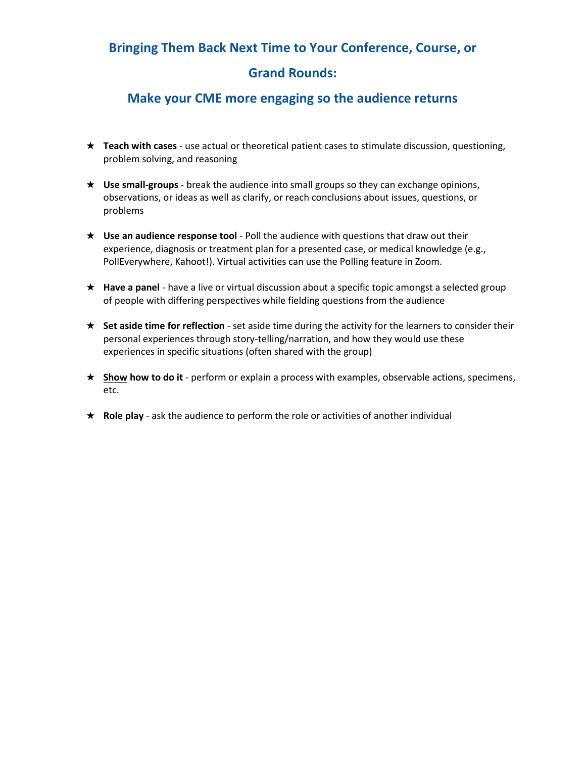# Bringing Them Back Next Time to Your Conference, Course, or Grand Rounds:

## Make your CME more engaging so the audience returns

- ★ **Teach with cases** - use actual or theoretical patient cases to stimulate discussion, questioning, problem solving, and reasoning

- ★ **Use small-groups** - break the audience into small groups so they can exchange opinions, observations, or ideas as well as clarify, or reach conclusions about issues, questions, or problems

- ★ **Use an audience response tool** - Poll the audience with questions that draw out their experience, diagnosis or treatment plan for a presented case, or medical knowledge (e.g., PollEverywhere, Kahoot!). Virtual activities can use the Polling feature in Zoom.

- ★ **Have a panel** - have a live or virtual discussion about a specific topic amongst a selected group of people with differing perspectives while fielding questions from the audience

- ★ **Set aside time for reflection** - set aside time during the activity for the learners to consider their personal experiences through story-telling/narration, and how they would use these experiences in specific situations (often shared with the group)

- ★ **<u>Show</u> how to do it** - perform or explain a process with examples, observable actions, specimens, etc.

- ★ **Role play** - ask the audience to perform the role or activities of another individual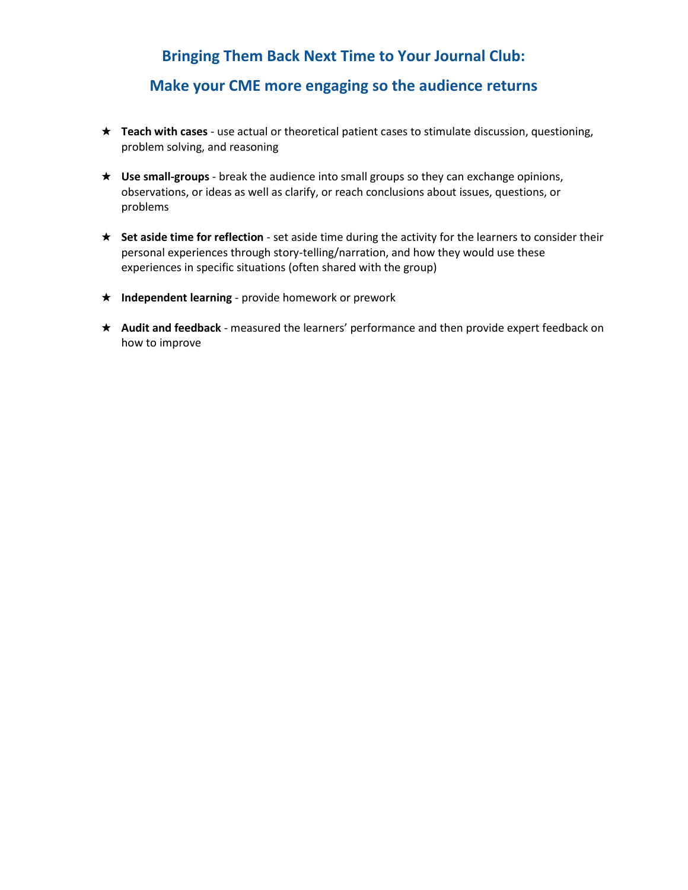## Bringing Them Back Next Time to Your Journal Club:

## Make your CME more engaging so the audience returns

★ **Teach with cases** - use actual or theoretical patient cases to stimulate discussion, questioning, problem solving, and reasoning

★ **Use small-groups** - break the audience into small groups so they can exchange opinions, observations, or ideas as well as clarify, or reach conclusions about issues, questions, or problems

★ **Set aside time for reflection** - set aside time during the activity for the learners to consider their personal experiences through story-telling/narration, and how they would use these experiences in specific situations (often shared with the group)

★ **Independent learning** - provide homework or prework

★ **Audit and feedback** - measured the learners' performance and then provide expert feedback on how to improve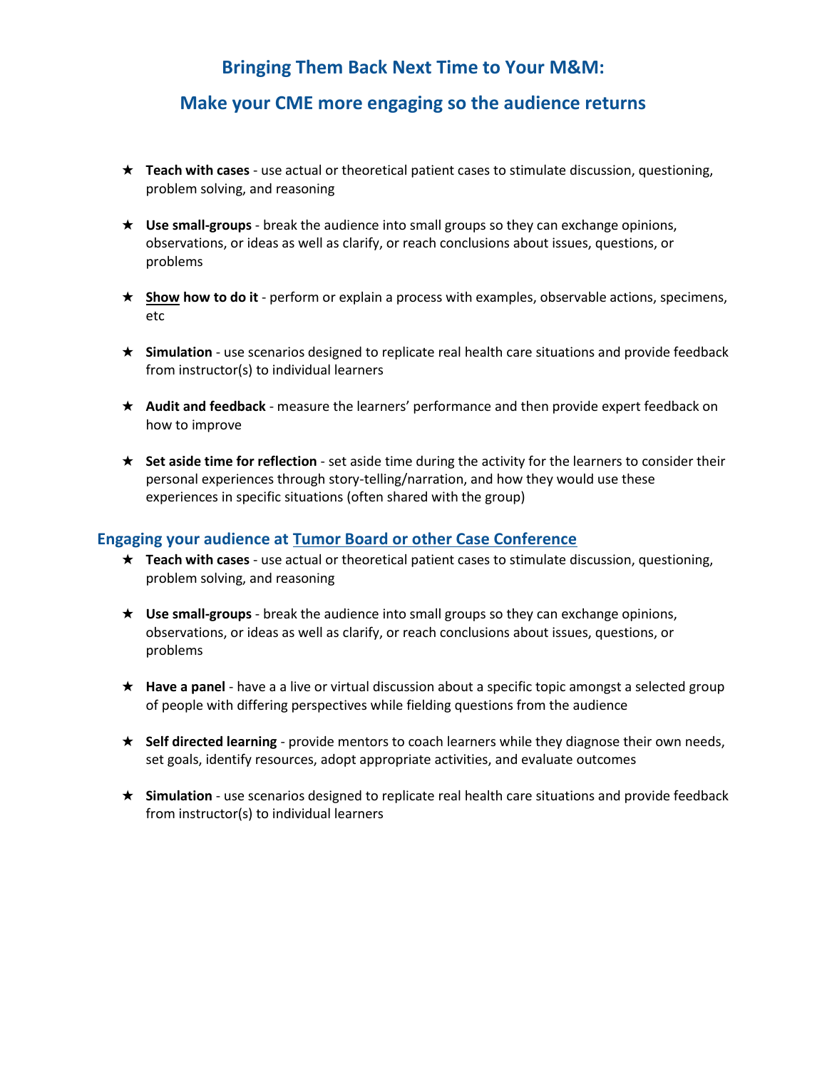## Bringing Them Back Next Time to Your M&M:

## Make your CME more engaging so the audience returns

- ★ **Teach with cases** - use actual or theoretical patient cases to stimulate discussion, questioning, problem solving, and reasoning

- ★ **Use small-groups** - break the audience into small groups so they can exchange opinions, observations, or ideas as well as clarify, or reach conclusions about issues, questions, or problems

- ★ **Show how to do it** - perform or explain a process with examples, observable actions, specimens, etc

- ★ **Simulation** - use scenarios designed to replicate real health care situations and provide feedback from instructor(s) to individual learners

- ★ **Audit and feedback** - measure the learners' performance and then provide expert feedback on how to improve

- ★ **Set aside time for reflection** - set aside time during the activity for the learners to consider their personal experiences through story-telling/narration, and how they would use these experiences in specific situations (often shared with the group)

### Engaging your audience at Tumor Board or other Case Conference

- ★ **Teach with cases** - use actual or theoretical patient cases to stimulate discussion, questioning, problem solving, and reasoning

- ★ **Use small-groups** - break the audience into small groups so they can exchange opinions, observations, or ideas as well as clarify, or reach conclusions about issues, questions, or problems

- ★ **Have a panel** - have a a live or virtual discussion about a specific topic amongst a selected group of people with differing perspectives while fielding questions from the audience

- ★ **Self directed learning** - provide mentors to coach learners while they diagnose their own needs, set goals, identify resources, adopt appropriate activities, and evaluate outcomes

- ★ **Simulation** - use scenarios designed to replicate real health care situations and provide feedback from instructor(s) to individual learners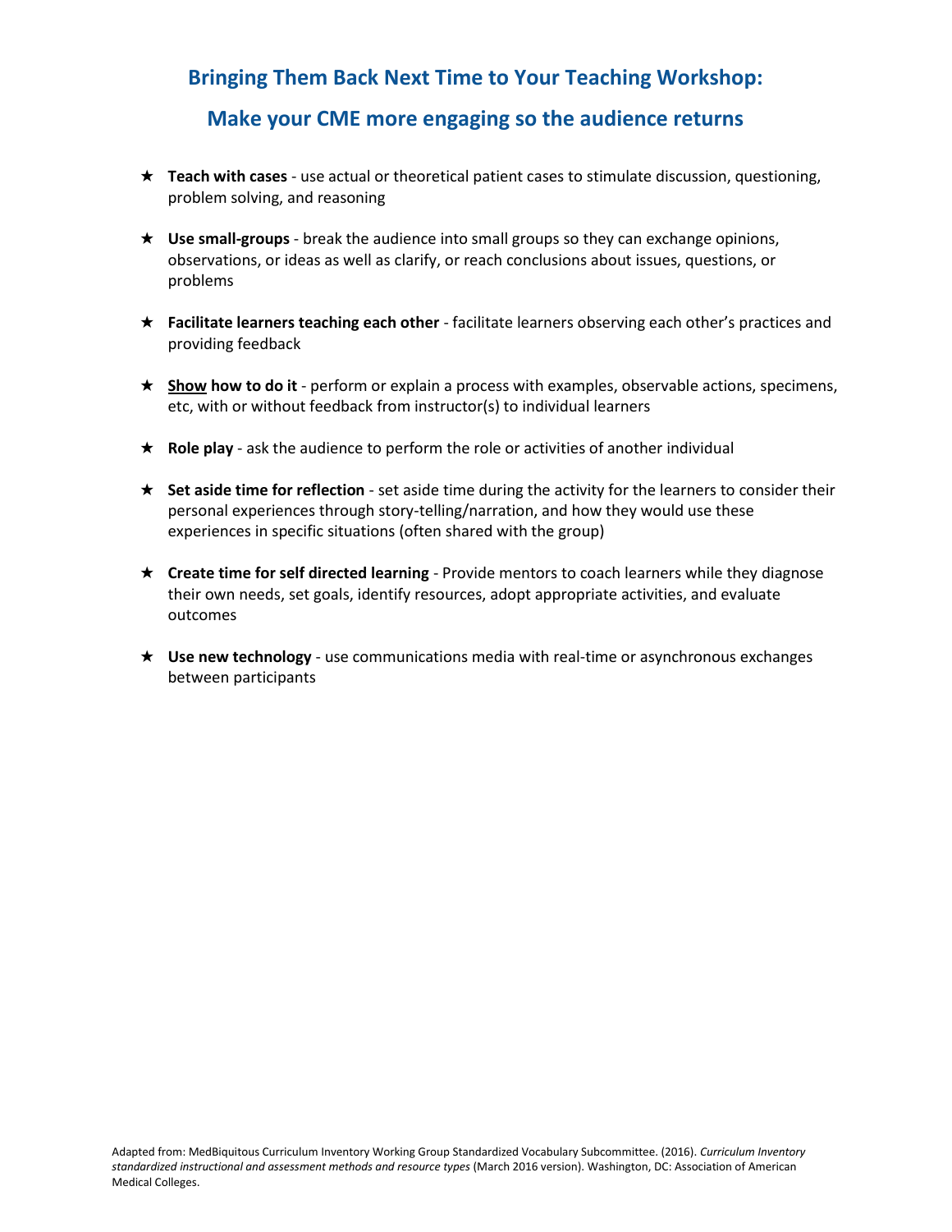# Bringing Them Back Next Time to Your Teaching Workshop:

## Make your CME more engaging so the audience returns

- ★ **Teach with cases** - use actual or theoretical patient cases to stimulate discussion, questioning, problem solving, and reasoning

- ★ **Use small-groups** - break the audience into small groups so they can exchange opinions, observations, or ideas as well as clarify, or reach conclusions about issues, questions, or problems

- ★ **Facilitate learners teaching each other** - facilitate learners observing each other's practices and providing feedback

- ★ **<u>Show</u> how to do it** - perform or explain a process with examples, observable actions, specimens, etc, with or without feedback from instructor(s) to individual learners

- ★ **Role play** - ask the audience to perform the role or activities of another individual

- ★ **Set aside time for reflection** - set aside time during the activity for the learners to consider their personal experiences through story-telling/narration, and how they would use these experiences in specific situations (often shared with the group)

- ★ **Create time for self directed learning** - Provide mentors to coach learners while they diagnose their own needs, set goals, identify resources, adopt appropriate activities, and evaluate outcomes

- ★ **Use new technology** - use communications media with real-time or asynchronous exchanges between participants

Adapted from: MedBiquitous Curriculum Inventory Working Group Standardized Vocabulary Subcommittee. (2016). *Curriculum Inventory standardized instructional and assessment methods and resource types* (March 2016 version). Washington, DC: Association of American Medical Colleges.